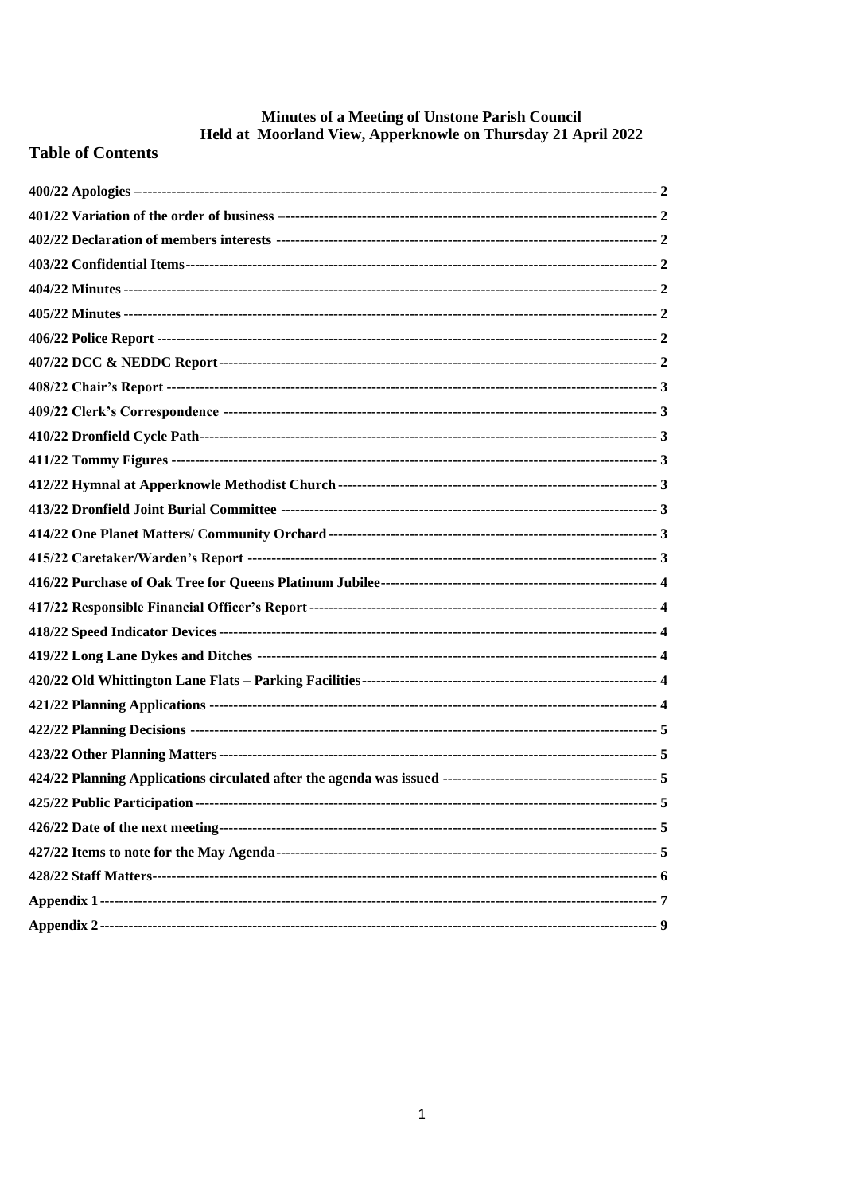# Minutes of a Meeting of Unstone Parish Council
# Held at Moorland View, Apperknowle on Thursday 21 April 2022

## Table of Contents

**400/22 Apologies** – 2
**401/22 Variation of the order of business** – 2
**402/22 Declaration of members interests** 2
**403/22 Confidential Items** 2
**404/22 Minutes** 2
**405/22 Minutes** 2
**406/22 Police Report** 2
**407/22 DCC & NEDDC Report** 2
**408/22 Chair's Report** 3
**409/22 Clerk's Correspondence** 3
**410/22 Dronfield Cycle Path** 3
**411/22 Tommy Figures** 3
**412/22 Hymnal at Apperknowle Methodist Church** 3
**413/22 Dronfield Joint Burial Committee** 3
**414/22 One Planet Matters/ Community Orchard** 3
**415/22 Caretaker/Warden's Report** 3
**416/22 Purchase of Oak Tree for Queens Platinum Jubilee** 4
**417/22 Responsible Financial Officer's Report** 4
**418/22 Speed Indicator Devices** 4
**419/22 Long Lane Dykes and Ditches** 4
**420/22 Old Whittington Lane Flats – Parking Facilities** 4
**421/22 Planning Applications** 4
**422/22 Planning Decisions** 5
**423/22 Other Planning Matters** 5
**424/22 Planning Applications circulated after the agenda was issued** 5
**425/22 Public Participation** 5
**426/22 Date of the next meeting** 5
**427/22 Items to note for the May Agenda** 5
**428/22 Staff Matters** 6
**Appendix 1** 7
**Appendix 2** 9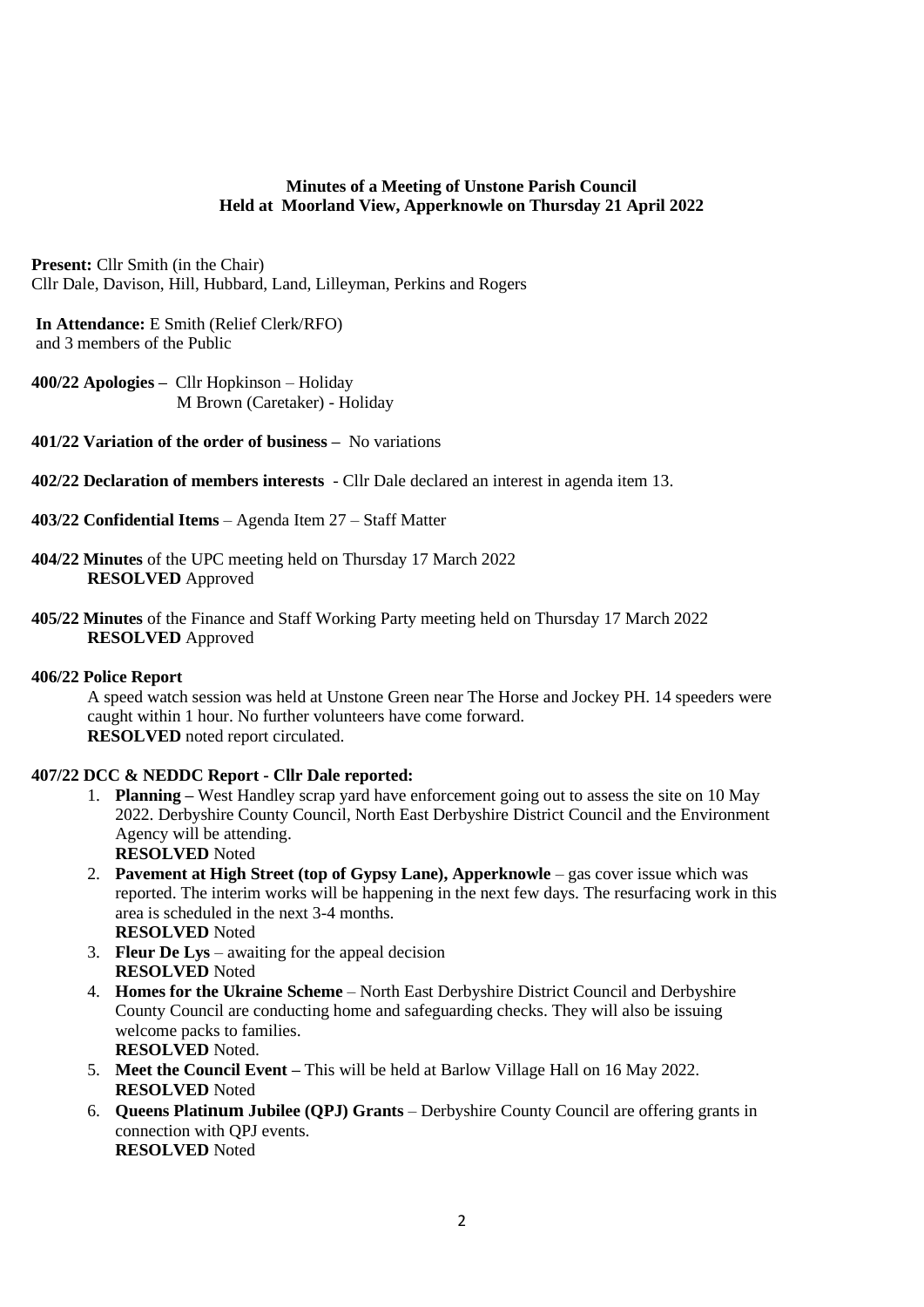**Minutes of a Meeting of Unstone Parish Council**
**Held at Moorland View, Apperknowle on Thursday 21 April 2022**

**Present:** Cllr Smith (in the Chair)
Cllr Dale, Davison, Hill, Hubbard, Land, Lilleyman, Perkins and Rogers

**In Attendance:** E Smith (Relief Clerk/RFO)
and 3 members of the Public

**400/22 Apologies –** Cllr Hopkinson – Holiday
M Brown (Caretaker) - Holiday

**401/22 Variation of the order of business –** No variations

**402/22 Declaration of members interests** - Cllr Dale declared an interest in agenda item 13.

**403/22 Confidential Items** – Agenda Item 27 – Staff Matter

**404/22 Minutes** of the UPC meeting held on Thursday 17 March 2022
**RESOLVED** Approved

**405/22 Minutes** of the Finance and Staff Working Party meeting held on Thursday 17 March 2022
**RESOLVED** Approved

**406/22 Police Report**

A speed watch session was held at Unstone Green near The Horse and Jockey PH. 14 speeders were caught within 1 hour. No further volunteers have come forward.
**RESOLVED** noted report circulated.

**407/22 DCC & NEDDC Report - Cllr Dale reported:**

1. **Planning –** West Handley scrap yard have enforcement going out to assess the site on 10 May 2022. Derbyshire County Council, North East Derbyshire District Council and the Environment Agency will be attending.
   **RESOLVED** Noted
2. **Pavement at High Street (top of Gypsy Lane), Apperknowle** – gas cover issue which was reported. The interim works will be happening in the next few days. The resurfacing work in this area is scheduled in the next 3-4 months.
   **RESOLVED** Noted
3. **Fleur De Lys** – awaiting for the appeal decision
   **RESOLVED** Noted
4. **Homes for the Ukraine Scheme** – North East Derbyshire District Council and Derbyshire County Council are conducting home and safeguarding checks. They will also be issuing welcome packs to families.
   **RESOLVED** Noted.
5. **Meet the Council Event –** This will be held at Barlow Village Hall on 16 May 2022.
   **RESOLVED** Noted
6. **Queens Platinum Jubilee (QPJ) Grants** – Derbyshire County Council are offering grants in connection with QPJ events.
   **RESOLVED** Noted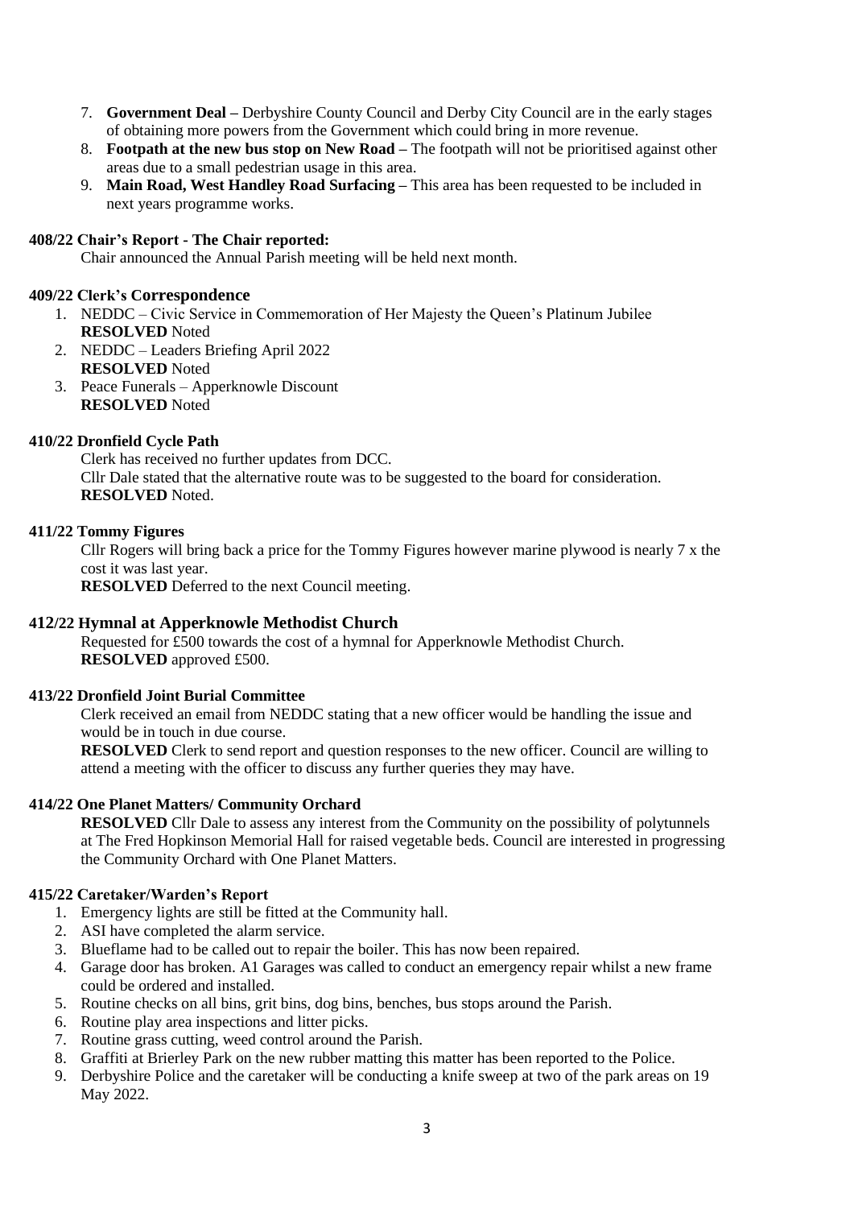7. **Government Deal –** Derbyshire County Council and Derby City Council are in the early stages of obtaining more powers from the Government which could bring in more revenue.
8. **Footpath at the new bus stop on New Road –** The footpath will not be prioritised against other areas due to a small pedestrian usage in this area.
9. **Main Road, West Handley Road Surfacing –** This area has been requested to be included in next years programme works.

**408/22 Chair's Report - The Chair reported:**

Chair announced the Annual Parish meeting will be held next month.

**409/22 Clerk's Correspondence**

1. NEDDC – Civic Service in Commemoration of Her Majesty the Queen's Platinum Jubilee
   **RESOLVED** Noted
2. NEDDC – Leaders Briefing April 2022
   **RESOLVED** Noted
3. Peace Funerals – Apperknowle Discount
   **RESOLVED** Noted

**410/22 Dronfield Cycle Path**

Clerk has received no further updates from DCC.
Cllr Dale stated that the alternative route was to be suggested to the board for consideration.
**RESOLVED** Noted.

**411/22 Tommy Figures**

Cllr Rogers will bring back a price for the Tommy Figures however marine plywood is nearly 7 x the cost it was last year.
**RESOLVED** Deferred to the next Council meeting.

**412/22 Hymnal at Apperknowle Methodist Church**

Requested for £500 towards the cost of a hymnal for Apperknowle Methodist Church.
**RESOLVED** approved £500.

**413/22 Dronfield Joint Burial Committee**

Clerk received an email from NEDDC stating that a new officer would be handling the issue and would be in touch in due course.
**RESOLVED** Clerk to send report and question responses to the new officer. Council are willing to attend a meeting with the officer to discuss any further queries they may have.

**414/22 One Planet Matters/ Community Orchard**

**RESOLVED** Cllr Dale to assess any interest from the Community on the possibility of polytunnels at The Fred Hopkinson Memorial Hall for raised vegetable beds. Council are interested in progressing the Community Orchard with One Planet Matters.

**415/22 Caretaker/Warden's Report**

1. Emergency lights are still be fitted at the Community hall.
2. ASI have completed the alarm service.
3. Blueflame had to be called out to repair the boiler. This has now been repaired.
4. Garage door has broken. A1 Garages was called to conduct an emergency repair whilst a new frame could be ordered and installed.
5. Routine checks on all bins, grit bins, dog bins, benches, bus stops around the Parish.
6. Routine play area inspections and litter picks.
7. Routine grass cutting, weed control around the Parish.
8. Graffiti at Brierley Park on the new rubber matting this matter has been reported to the Police.
9. Derbyshire Police and the caretaker will be conducting a knife sweep at two of the park areas on 19 May 2022.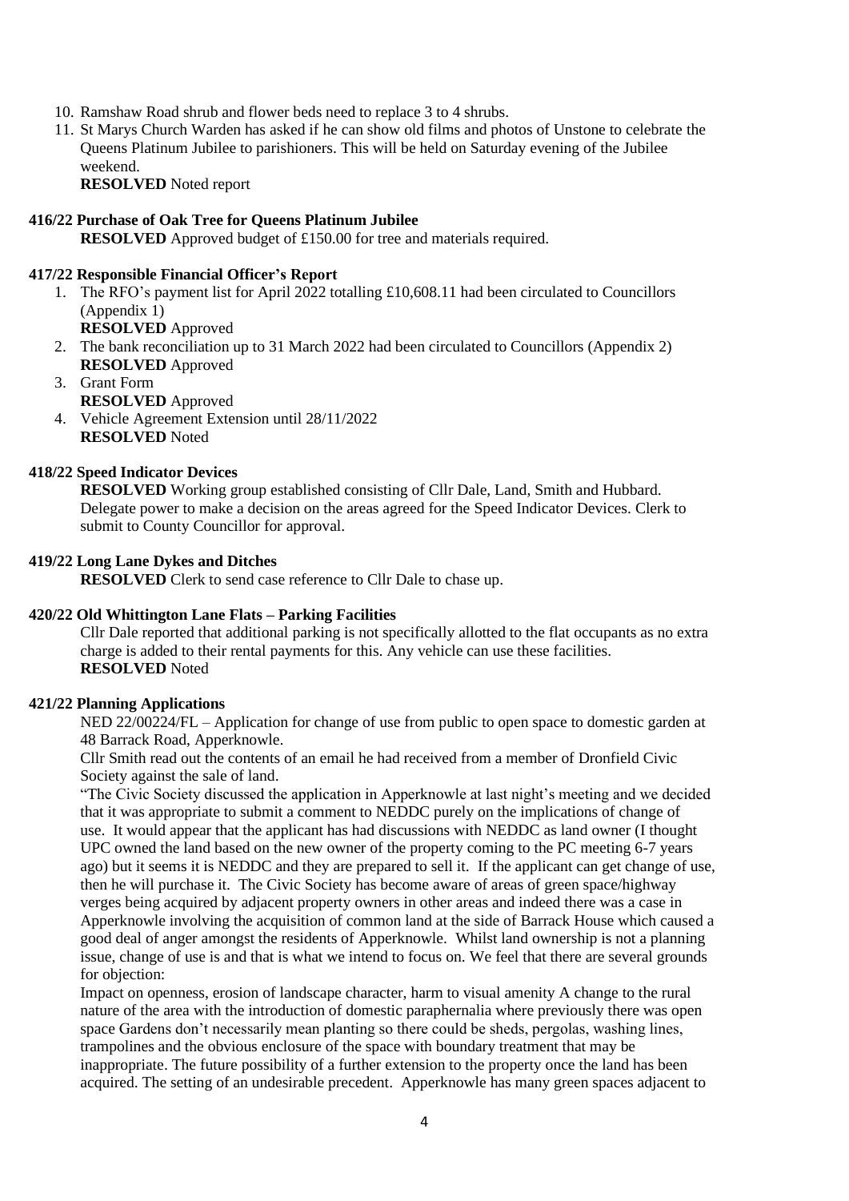10. Ramshaw Road shrub and flower beds need to replace 3 to 4 shrubs.
11. St Marys Church Warden has asked if he can show old films and photos of Unstone to celebrate the Queens Platinum Jubilee to parishioners. This will be held on Saturday evening of the Jubilee weekend.

**RESOLVED** Noted report

**416/22 Purchase of Oak Tree for Queens Platinum Jubilee**

**RESOLVED** Approved budget of £150.00 for tree and materials required.

**417/22 Responsible Financial Officer's Report**

1. The RFO's payment list for April 2022 totalling £10,608.11 had been circulated to Councillors (Appendix 1)
   **RESOLVED** Approved
2. The bank reconciliation up to 31 March 2022 had been circulated to Councillors (Appendix 2)
   **RESOLVED** Approved
3. Grant Form
   **RESOLVED** Approved
4. Vehicle Agreement Extension until 28/11/2022
   **RESOLVED** Noted

**418/22 Speed Indicator Devices**

**RESOLVED** Working group established consisting of Cllr Dale, Land, Smith and Hubbard. Delegate power to make a decision on the areas agreed for the Speed Indicator Devices. Clerk to submit to County Councillor for approval.

**419/22 Long Lane Dykes and Ditches**

**RESOLVED** Clerk to send case reference to Cllr Dale to chase up.

**420/22 Old Whittington Lane Flats – Parking Facilities**

Cllr Dale reported that additional parking is not specifically allotted to the flat occupants as no extra charge is added to their rental payments for this. Any vehicle can use these facilities.
**RESOLVED** Noted

**421/22 Planning Applications**

NED 22/00224/FL – Application for change of use from public to open space to domestic garden at 48 Barrack Road, Apperknowle.

Cllr Smith read out the contents of an email he had received from a member of Dronfield Civic Society against the sale of land.

"The Civic Society discussed the application in Apperknowle at last night's meeting and we decided that it was appropriate to submit a comment to NEDDC purely on the implications of change of use. It would appear that the applicant has had discussions with NEDDC as land owner (I thought UPC owned the land based on the new owner of the property coming to the PC meeting 6-7 years ago) but it seems it is NEDDC and they are prepared to sell it. If the applicant can get change of use, then he will purchase it. The Civic Society has become aware of areas of green space/highway verges being acquired by adjacent property owners in other areas and indeed there was a case in Apperknowle involving the acquisition of common land at the side of Barrack House which caused a good deal of anger amongst the residents of Apperknowle. Whilst land ownership is not a planning issue, change of use is and that is what we intend to focus on. We feel that there are several grounds for objection:

Impact on openness, erosion of landscape character, harm to visual amenity A change to the rural nature of the area with the introduction of domestic paraphernalia where previously there was open space Gardens don't necessarily mean planting so there could be sheds, pergolas, washing lines, trampolines and the obvious enclosure of the space with boundary treatment that may be inappropriate. The future possibility of a further extension to the property once the land has been acquired. The setting of an undesirable precedent. Apperknowle has many green spaces adjacent to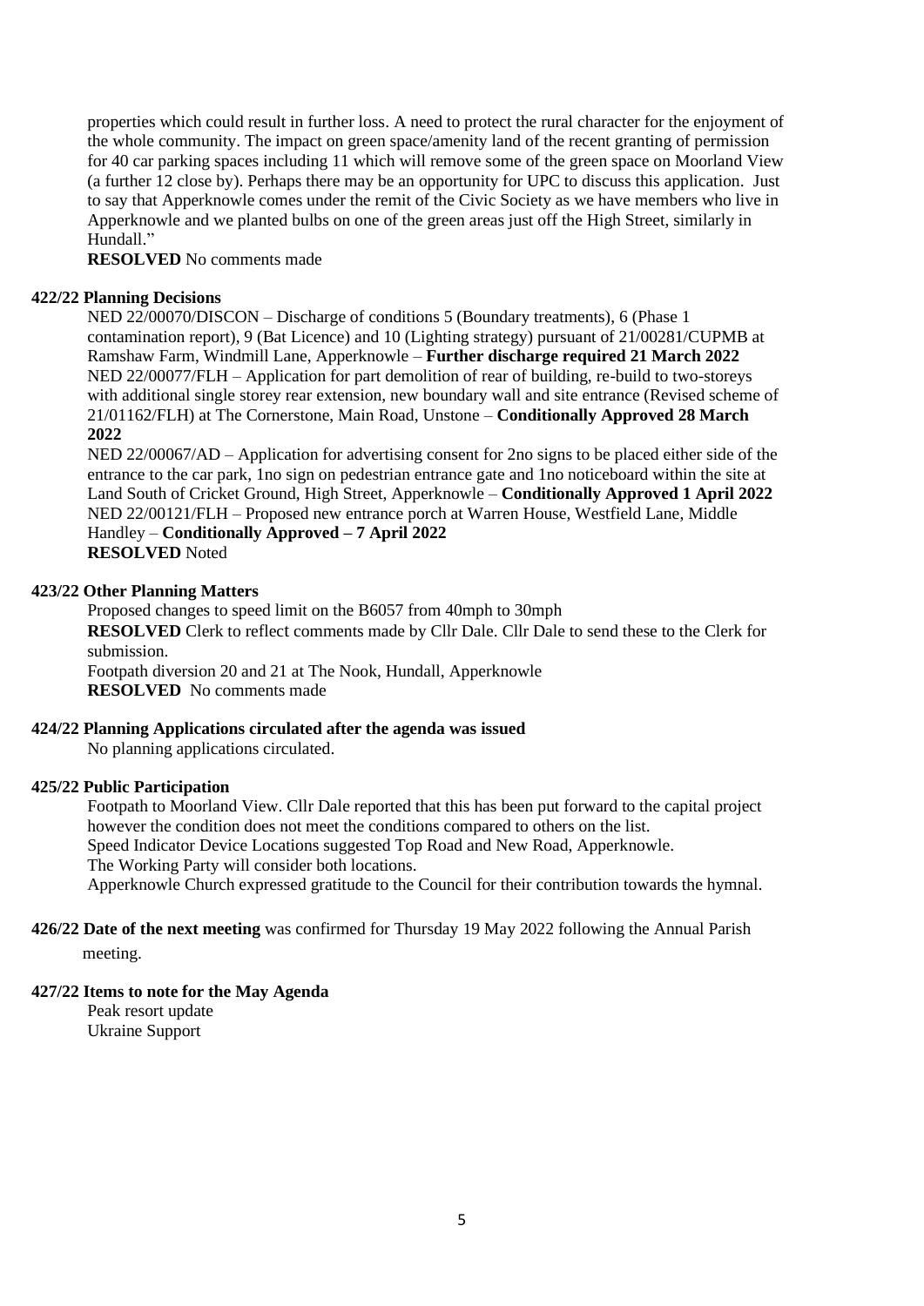properties which could result in further loss. A need to protect the rural character for the enjoyment of the whole community. The impact on green space/amenity land of the recent granting of permission for 40 car parking spaces including 11 which will remove some of the green space on Moorland View (a further 12 close by). Perhaps there may be an opportunity for UPC to discuss this application. Just to say that Apperknowle comes under the remit of the Civic Society as we have members who live in Apperknowle and we planted bulbs on one of the green areas just off the High Street, similarly in Hundall."

**RESOLVED** No comments made

**422/22 Planning Decisions**

NED 22/00070/DISCON – Discharge of conditions 5 (Boundary treatments), 6 (Phase 1 contamination report), 9 (Bat Licence) and 10 (Lighting strategy) pursuant of 21/00281/CUPMB at Ramshaw Farm, Windmill Lane, Apperknowle – **Further discharge required 21 March 2022**

NED 22/00077/FLH – Application for part demolition of rear of building, re-build to two-storeys with additional single storey rear extension, new boundary wall and site entrance (Revised scheme of 21/01162/FLH) at The Cornerstone, Main Road, Unstone – **Conditionally Approved 28 March 2022**

NED 22/00067/AD – Application for advertising consent for 2no signs to be placed either side of the entrance to the car park, 1no sign on pedestrian entrance gate and 1no noticeboard within the site at Land South of Cricket Ground, High Street, Apperknowle – **Conditionally Approved 1 April 2022**

NED 22/00121/FLH – Proposed new entrance porch at Warren House, Westfield Lane, Middle Handley – **Conditionally Approved – 7 April 2022**

**RESOLVED** Noted

**423/22 Other Planning Matters**

Proposed changes to speed limit on the B6057 from 40mph to 30mph

**RESOLVED** Clerk to reflect comments made by Cllr Dale. Cllr Dale to send these to the Clerk for submission.

Footpath diversion 20 and 21 at The Nook, Hundall, Apperknowle

**RESOLVED** No comments made

**424/22 Planning Applications circulated after the agenda was issued**

No planning applications circulated.

**425/22 Public Participation**

Footpath to Moorland View. Cllr Dale reported that this has been put forward to the capital project however the condition does not meet the conditions compared to others on the list.

Speed Indicator Device Locations suggested Top Road and New Road, Apperknowle.

The Working Party will consider both locations.

Apperknowle Church expressed gratitude to the Council for their contribution towards the hymnal.

**426/22 Date of the next meeting** was confirmed for Thursday 19 May 2022 following the Annual Parish meeting.

**427/22 Items to note for the May Agenda**

Peak resort update

Ukraine Support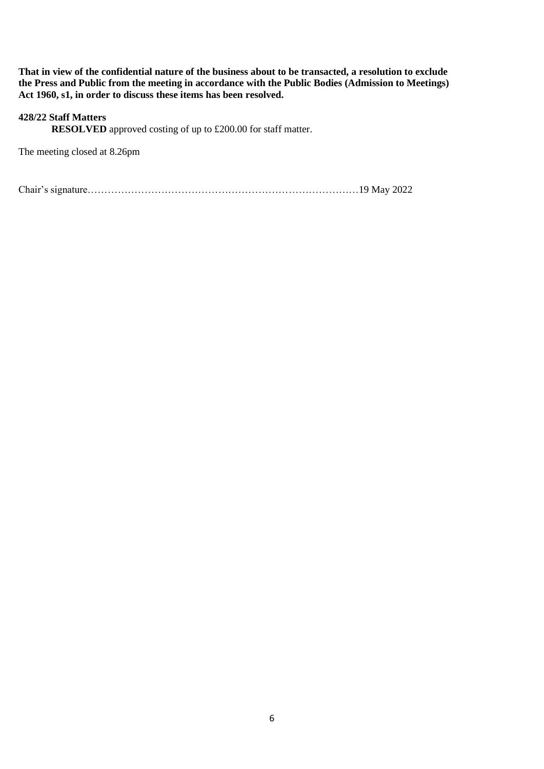**That in view of the confidential nature of the business about to be transacted, a resolution to exclude the Press and Public from the meeting in accordance with the Public Bodies (Admission to Meetings) Act 1960, s1, in order to discuss these items has been resolved.**

**428/22 Staff Matters**

**RESOLVED** approved costing of up to £200.00 for staff matter.

The meeting closed at 8.26pm

Chair's signature…………………………………………………………………………19 May 2022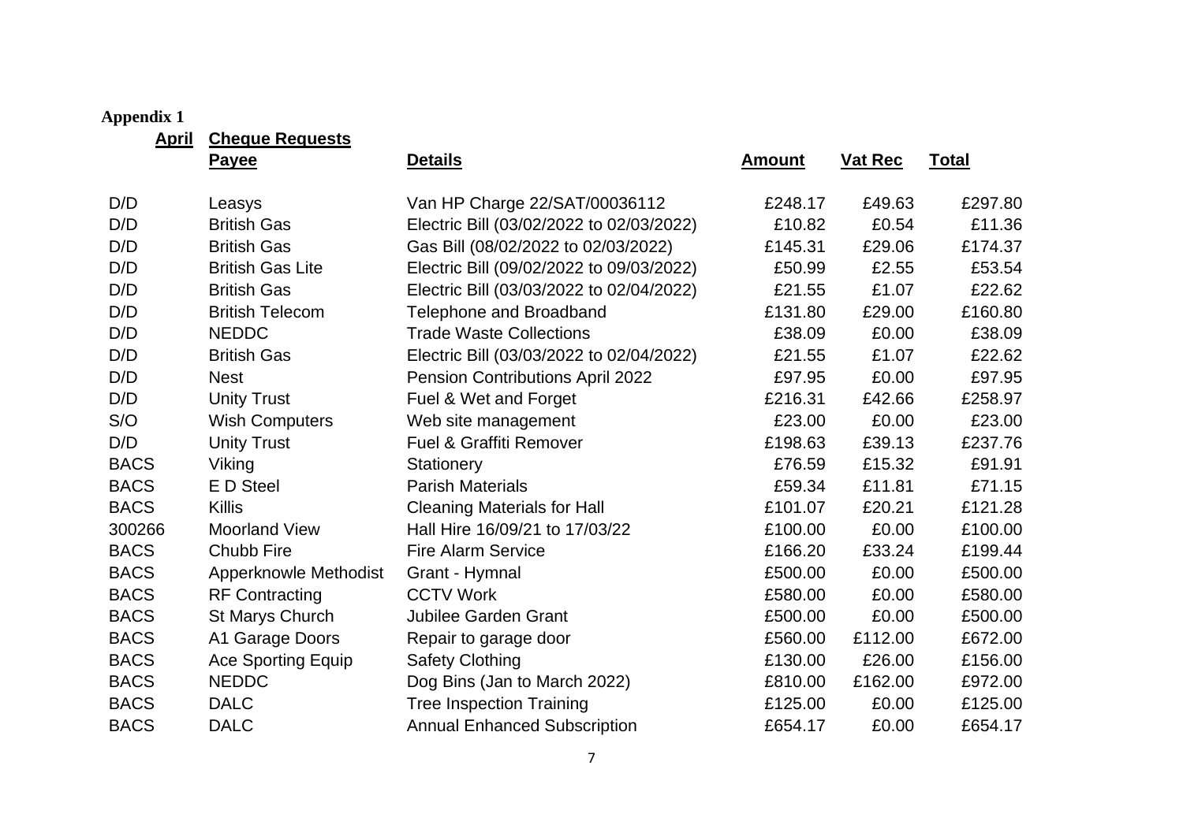**Appendix 1**

**April** **Cheque Requests**

| | **Payee** | **Details** | **Amount** | **Vat Rec** | **Total** |
|---|---|---|---|---|---|
| D/D | Leasys | Van HP Charge 22/SAT/00036112 | £248.17 | £49.63 | £297.80 |
| D/D | British Gas | Electric Bill (03/02/2022 to 02/03/2022) | £10.82 | £0.54 | £11.36 |
| D/D | British Gas | Gas Bill (08/02/2022 to 02/03/2022) | £145.31 | £29.06 | £174.37 |
| D/D | British Gas Lite | Electric Bill (09/02/2022 to 09/03/2022) | £50.99 | £2.55 | £53.54 |
| D/D | British Gas | Electric Bill (03/03/2022 to 02/04/2022) | £21.55 | £1.07 | £22.62 |
| D/D | British Telecom | Telephone and Broadband | £131.80 | £29.00 | £160.80 |
| D/D | NEDDC | Trade Waste Collections | £38.09 | £0.00 | £38.09 |
| D/D | British Gas | Electric Bill (03/03/2022 to 02/04/2022) | £21.55 | £1.07 | £22.62 |
| D/D | Nest | Pension Contributions April 2022 | £97.95 | £0.00 | £97.95 |
| D/D | Unity Trust | Fuel & Wet and Forget | £216.31 | £42.66 | £258.97 |
| S/O | Wish Computers | Web site management | £23.00 | £0.00 | £23.00 |
| D/D | Unity Trust | Fuel & Graffiti Remover | £198.63 | £39.13 | £237.76 |
| BACS | Viking | Stationery | £76.59 | £15.32 | £91.91 |
| BACS | E D Steel | Parish Materials | £59.34 | £11.81 | £71.15 |
| BACS | Killis | Cleaning Materials for Hall | £101.07 | £20.21 | £121.28 |
| 300266 | Moorland View | Hall Hire 16/09/21 to 17/03/22 | £100.00 | £0.00 | £100.00 |
| BACS | Chubb Fire | Fire Alarm Service | £166.20 | £33.24 | £199.44 |
| BACS | Apperknowle Methodist | Grant - Hymnal | £500.00 | £0.00 | £500.00 |
| BACS | RF Contracting | CCTV Work | £580.00 | £0.00 | £580.00 |
| BACS | St Marys Church | Jubilee Garden Grant | £500.00 | £0.00 | £500.00 |
| BACS | A1 Garage Doors | Repair to garage door | £560.00 | £112.00 | £672.00 |
| BACS | Ace Sporting Equip | Safety Clothing | £130.00 | £26.00 | £156.00 |
| BACS | NEDDC | Dog Bins (Jan to March 2022) | £810.00 | £162.00 | £972.00 |
| BACS | DALC | Tree Inspection Training | £125.00 | £0.00 | £125.00 |
| BACS | DALC | Annual Enhanced Subscription | £654.17 | £0.00 | £654.17 |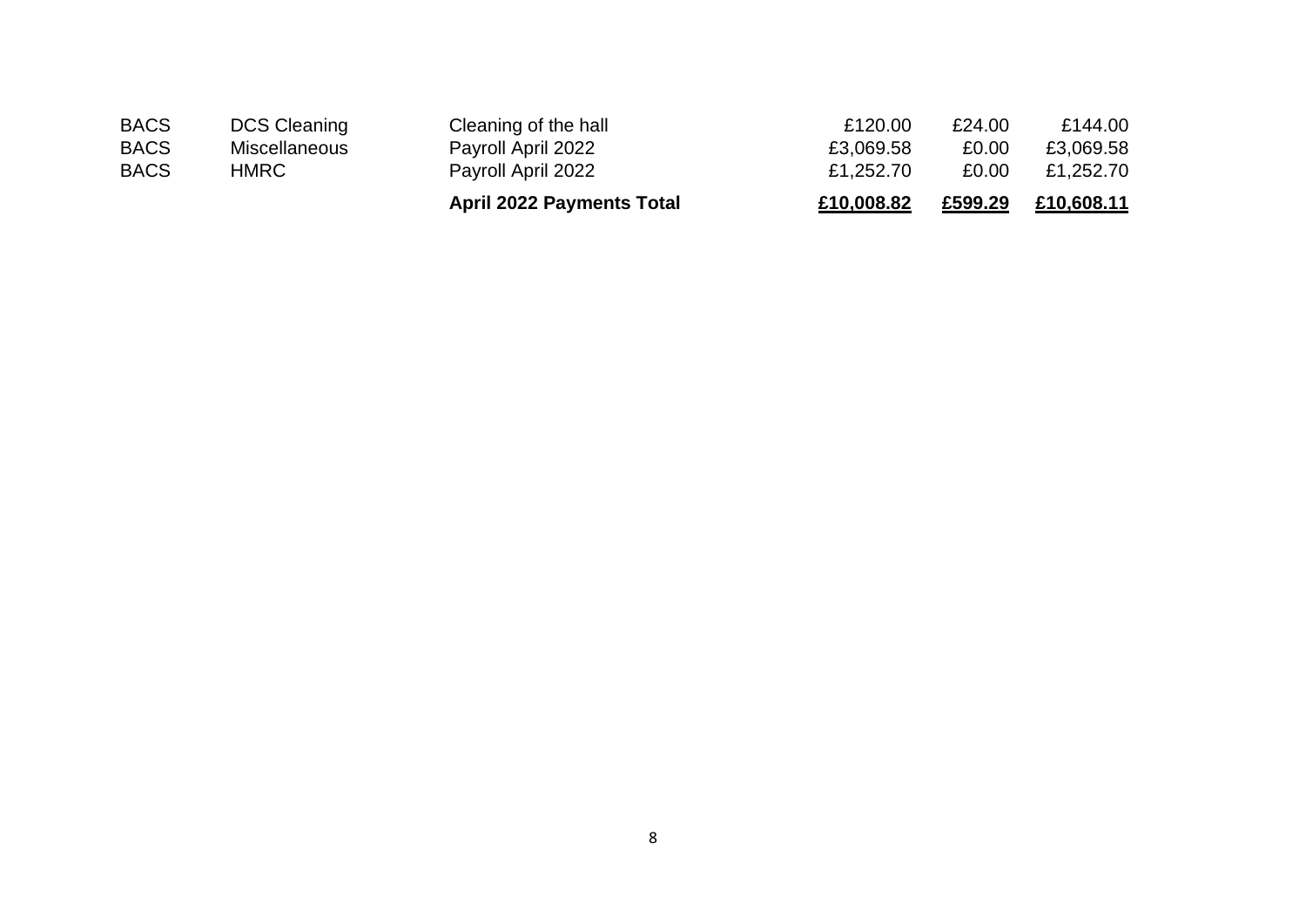| | | | | | |
|---|---|---|---|---|---|
| BACS | DCS Cleaning | Cleaning of the hall | £120.00 | £24.00 | £144.00 |
| BACS | Miscellaneous | Payroll April 2022 | £3,069.58 | £0.00 | £3,069.58 |
| BACS | HMRC | Payroll April 2022 | £1,252.70 | £0.00 | £1,252.70 |
| | | **April 2022 Payments Total** | **£10,008.82** | **£599.29** | **£10,608.11** |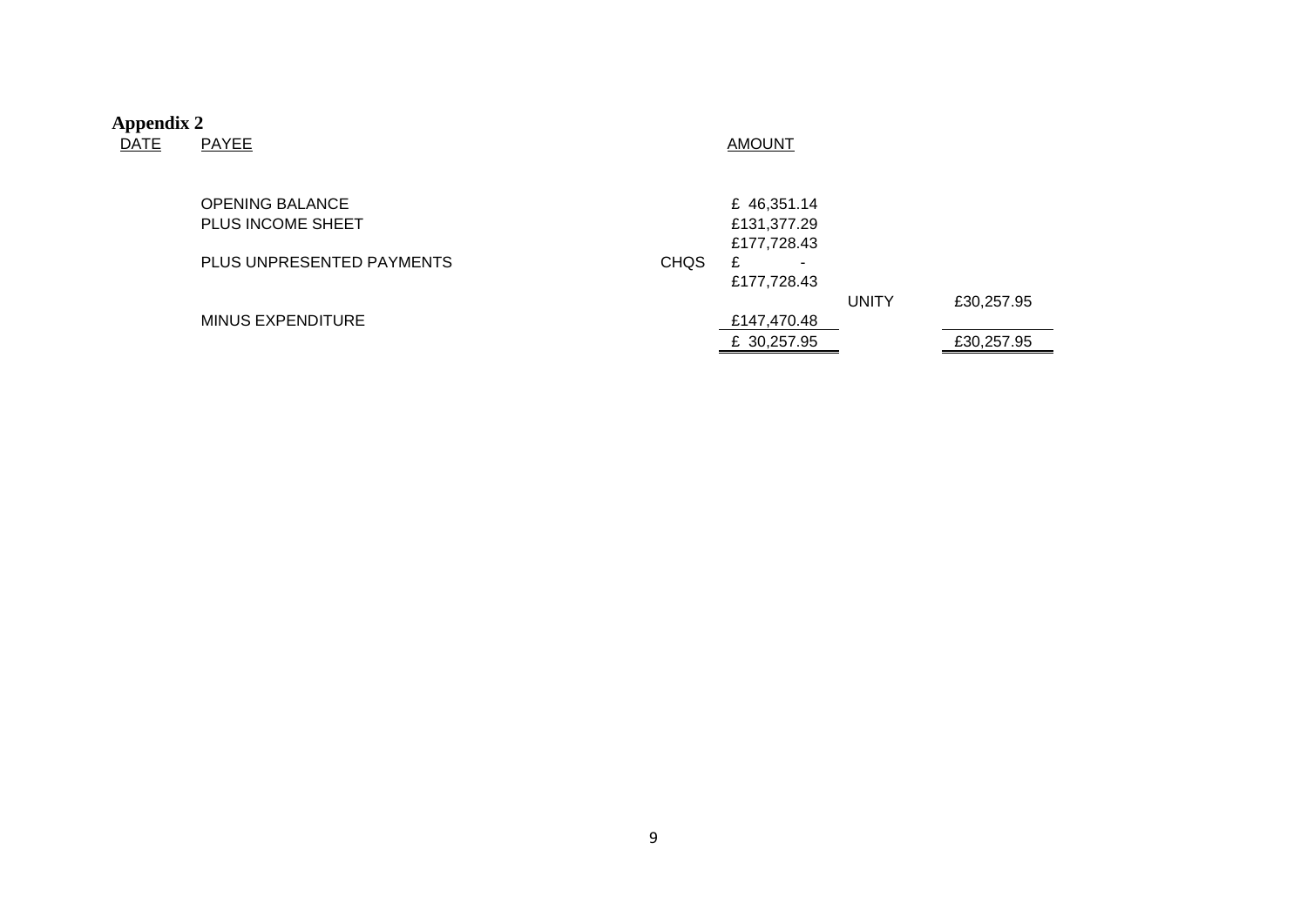**Appendix 2**

| DATE | PAYEE | | AMOUNT | | |
|---|---|---|---|---|---|
| | OPENING BALANCE | | £ 46,351.14 | | |
| | PLUS INCOME SHEET | | £131,377.29 | | |
| | | | £177,728.43 | | |
| | PLUS UNPRESENTED PAYMENTS | CHQS | £ - | | |
| | | | £177,728.43 | | |
| | | | | UNITY | £30,257.95 |
| | MINUS EXPENDITURE | | £147,470.48 | | |
| | | | £ 30,257.95 | | £30,257.95 |